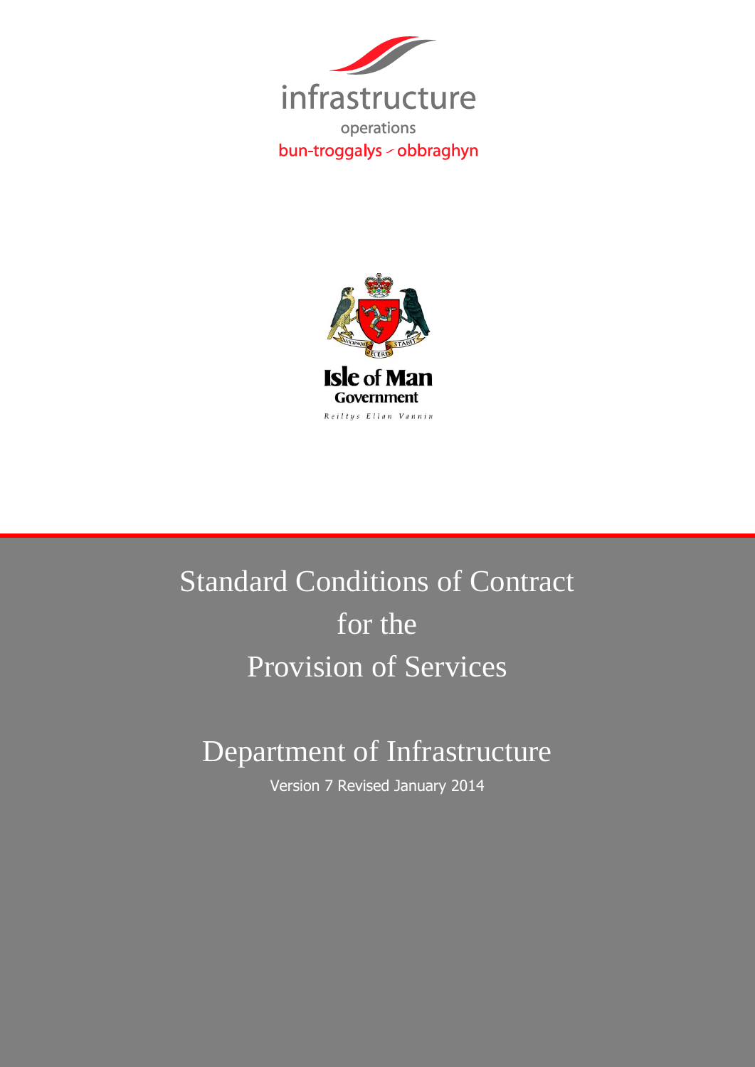infrastructure

operations

bun-troggalys - obbraghyn

Isle of Man Government

Reiltys Ellan Vannin

# Standard Conditions of Contract for the Provision of Services

## Department of Infrastructure

Version 7 Revised January 2014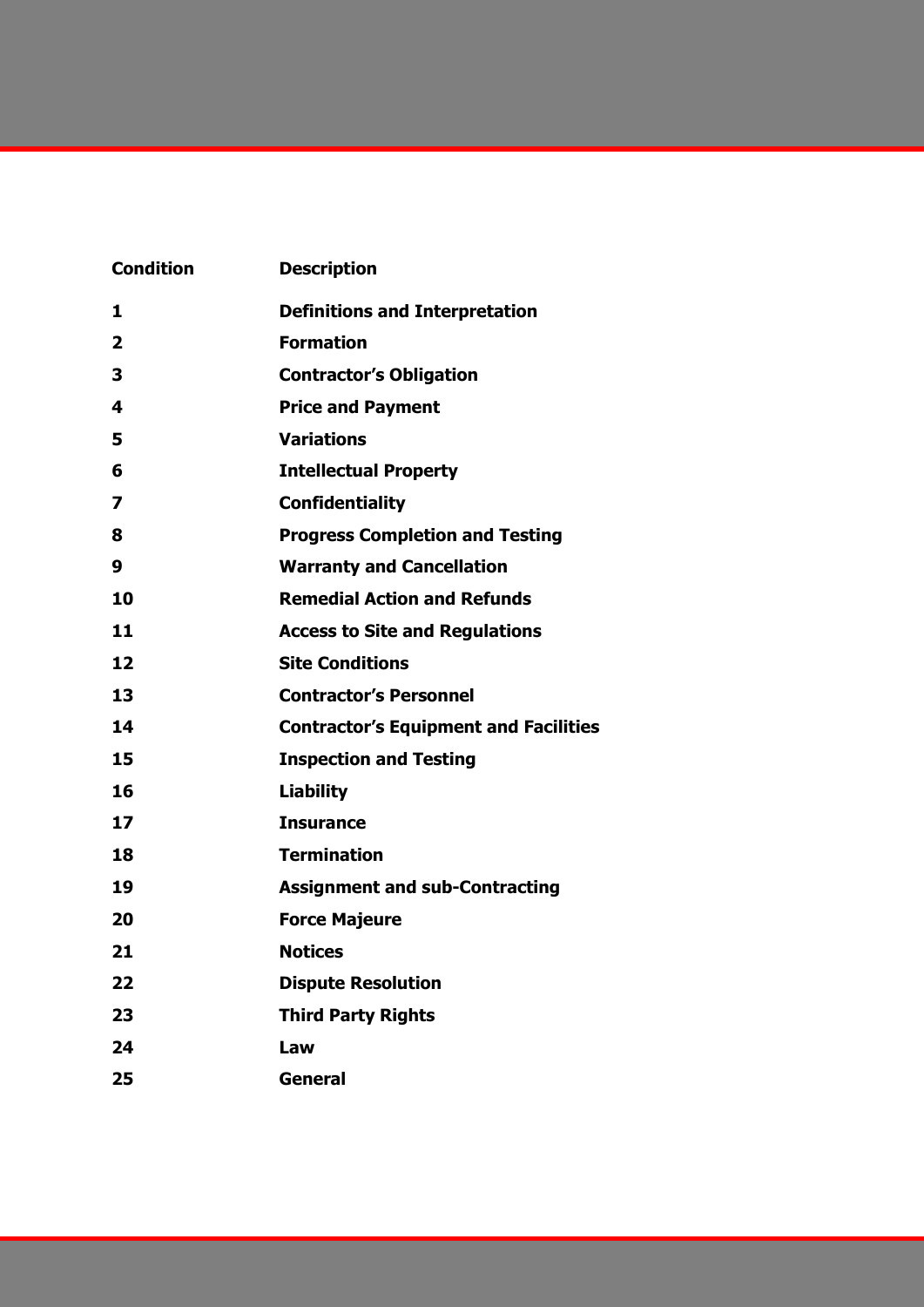| Condition | Description |
|---|---|
| **1** | **Definitions and Interpretation** |
| **2** | **Formation** |
| **3** | **Contractor's Obligation** |
| **4** | **Price and Payment** |
| **5** | **Variations** |
| **6** | **Intellectual Property** |
| **7** | **Confidentiality** |
| **8** | **Progress Completion and Testing** |
| **9** | **Warranty and Cancellation** |
| **10** | **Remedial Action and Refunds** |
| **11** | **Access to Site and Regulations** |
| **12** | **Site Conditions** |
| **13** | **Contractor's Personnel** |
| **14** | **Contractor's Equipment and Facilities** |
| **15** | **Inspection and Testing** |
| **16** | **Liability** |
| **17** | **Insurance** |
| **18** | **Termination** |
| **19** | **Assignment and sub-Contracting** |
| **20** | **Force Majeure** |
| **21** | **Notices** |
| **22** | **Dispute Resolution** |
| **23** | **Third Party Rights** |
| **24** | **Law** |
| **25** | **General** |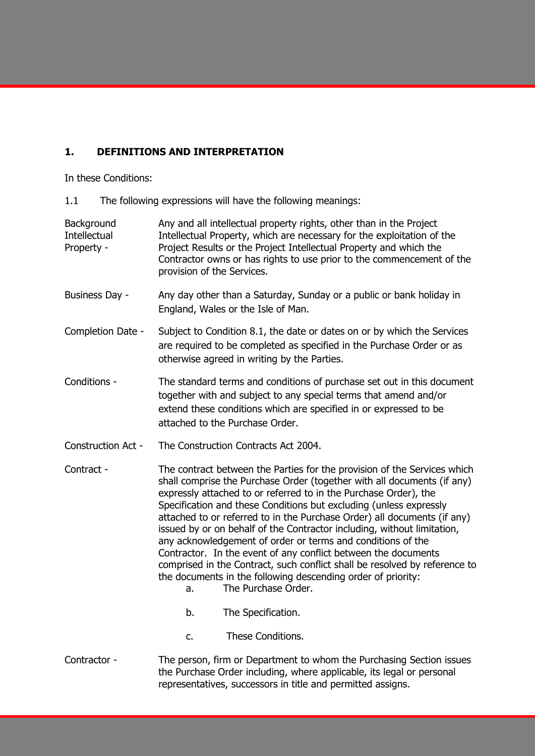## 1. DEFINITIONS AND INTERPRETATION

In these Conditions:

1.1 The following expressions will have the following meanings:

**Background Intellectual Property -** Any and all intellectual property rights, other than in the Project Intellectual Property, which are necessary for the exploitation of the Project Results or the Project Intellectual Property and which the Contractor owns or has rights to use prior to the commencement of the provision of the Services.

**Business Day -** Any day other than a Saturday, Sunday or a public or bank holiday in England, Wales or the Isle of Man.

**Completion Date -** Subject to Condition 8.1, the date or dates on or by which the Services are required to be completed as specified in the Purchase Order or as otherwise agreed in writing by the Parties.

**Conditions -** The standard terms and conditions of purchase set out in this document together with and subject to any special terms that amend and/or extend these conditions which are specified in or expressed to be attached to the Purchase Order.

**Construction Act -** The Construction Contracts Act 2004.

**Contract -** The contract between the Parties for the provision of the Services which shall comprise the Purchase Order (together with all documents (if any) expressly attached to or referred to in the Purchase Order), the Specification and these Conditions but excluding (unless expressly attached to or referred to in the Purchase Order) all documents (if any) issued by or on behalf of the Contractor including, without limitation, any acknowledgement of order or terms and conditions of the Contractor. In the event of any conflict between the documents comprised in the Contract, such conflict shall be resolved by reference to the documents in the following descending order of priority:

a. The Purchase Order.

b. The Specification.

c. These Conditions.

**Contractor -** The person, firm or Department to whom the Purchasing Section issues the Purchase Order including, where applicable, its legal or personal representatives, successors in title and permitted assigns.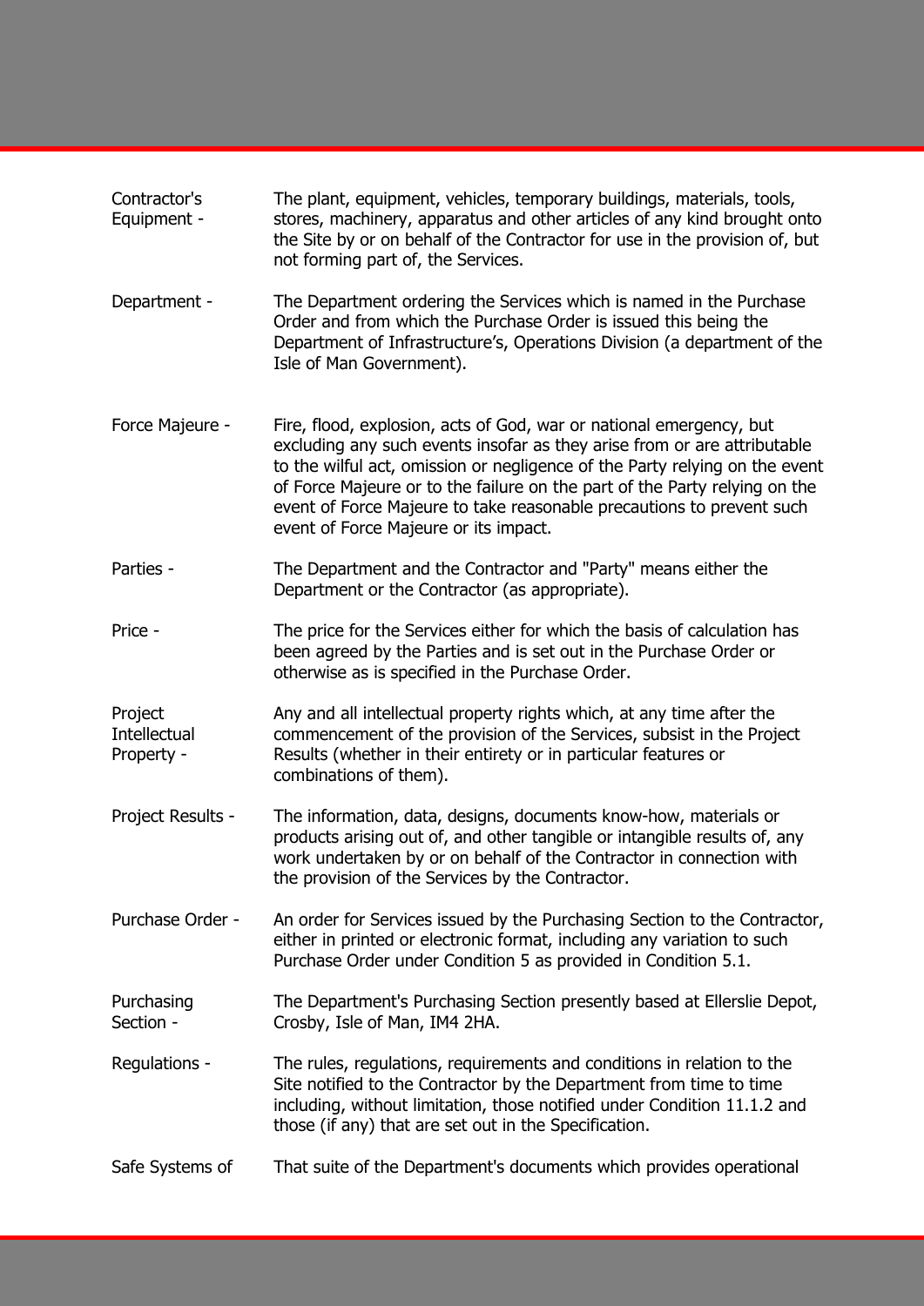| | |
|---|---|
| Contractor's Equipment - | The plant, equipment, vehicles, temporary buildings, materials, tools, stores, machinery, apparatus and other articles of any kind brought onto the Site by or on behalf of the Contractor for use in the provision of, but not forming part of, the Services. |
| Department - | The Department ordering the Services which is named in the Purchase Order and from which the Purchase Order is issued this being the Department of Infrastructure's, Operations Division (a department of the Isle of Man Government). |
| Force Majeure - | Fire, flood, explosion, acts of God, war or national emergency, but excluding any such events insofar as they arise from or are attributable to the wilful act, omission or negligence of the Party relying on the event of Force Majeure or to the failure on the part of the Party relying on the event of Force Majeure to take reasonable precautions to prevent such event of Force Majeure or its impact. |
| Parties - | The Department and the Contractor and "Party" means either the Department or the Contractor (as appropriate). |
| Price - | The price for the Services either for which the basis of calculation has been agreed by the Parties and is set out in the Purchase Order or otherwise as is specified in the Purchase Order. |
| Project Intellectual Property - | Any and all intellectual property rights which, at any time after the commencement of the provision of the Services, subsist in the Project Results (whether in their entirety or in particular features or combinations of them). |
| Project Results - | The information, data, designs, documents know-how, materials or products arising out of, and other tangible or intangible results of, any work undertaken by or on behalf of the Contractor in connection with the provision of the Services by the Contractor. |
| Purchase Order - | An order for Services issued by the Purchasing Section to the Contractor, either in printed or electronic format, including any variation to such Purchase Order under Condition 5 as provided in Condition 5.1. |
| Purchasing Section - | The Department's Purchasing Section presently based at Ellerslie Depot, Crosby, Isle of Man, IM4 2HA. |
| Regulations - | The rules, regulations, requirements and conditions in relation to the Site notified to the Contractor by the Department from time to time including, without limitation, those notified under Condition 11.1.2 and those (if any) that are set out in the Specification. |
| Safe Systems of | That suite of the Department's documents which provides operational |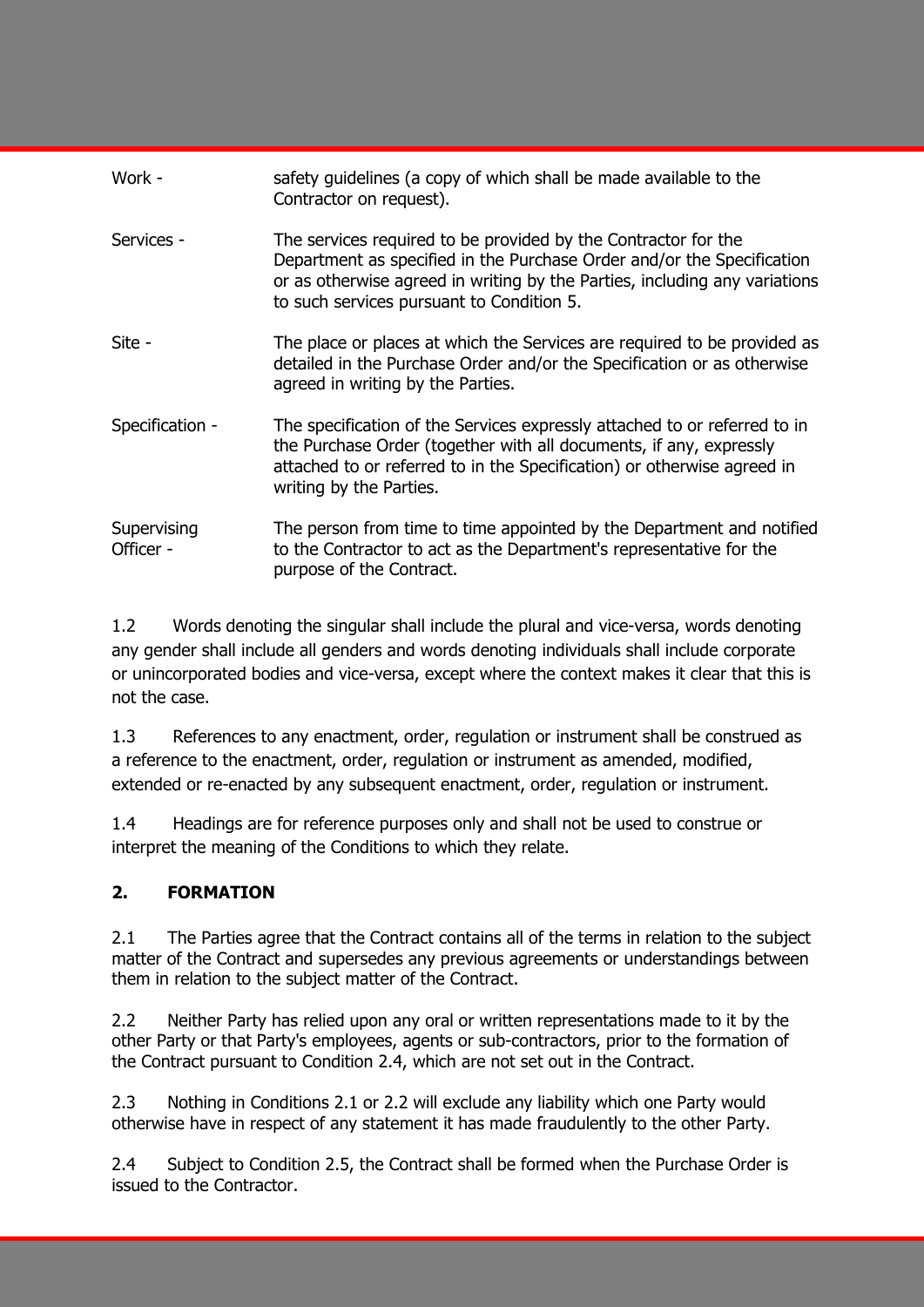| | |
|---|---|
| Work - | safety guidelines (a copy of which shall be made available to the Contractor on request). |
| Services - | The services required to be provided by the Contractor for the Department as specified in the Purchase Order and/or the Specification or as otherwise agreed in writing by the Parties, including any variations to such services pursuant to Condition 5. |
| Site - | The place or places at which the Services are required to be provided as detailed in the Purchase Order and/or the Specification or as otherwise agreed in writing by the Parties. |
| Specification - | The specification of the Services expressly attached to or referred to in the Purchase Order (together with all documents, if any, expressly attached to or referred to in the Specification) or otherwise agreed in writing by the Parties. |
| Supervising Officer - | The person from time to time appointed by the Department and notified to the Contractor to act as the Department's representative for the purpose of the Contract. |

1.2 Words denoting the singular shall include the plural and vice-versa, words denoting any gender shall include all genders and words denoting individuals shall include corporate or unincorporated bodies and vice-versa, except where the context makes it clear that this is not the case.

1.3 References to any enactment, order, regulation or instrument shall be construed as a reference to the enactment, order, regulation or instrument as amended, modified, extended or re-enacted by any subsequent enactment, order, regulation or instrument.

1.4 Headings are for reference purposes only and shall not be used to construe or interpret the meaning of the Conditions to which they relate.

## 2. FORMATION

2.1 The Parties agree that the Contract contains all of the terms in relation to the subject matter of the Contract and supersedes any previous agreements or understandings between them in relation to the subject matter of the Contract.

2.2 Neither Party has relied upon any oral or written representations made to it by the other Party or that Party's employees, agents or sub-contractors, prior to the formation of the Contract pursuant to Condition 2.4, which are not set out in the Contract.

2.3 Nothing in Conditions 2.1 or 2.2 will exclude any liability which one Party would otherwise have in respect of any statement it has made fraudulently to the other Party.

2.4 Subject to Condition 2.5, the Contract shall be formed when the Purchase Order is issued to the Contractor.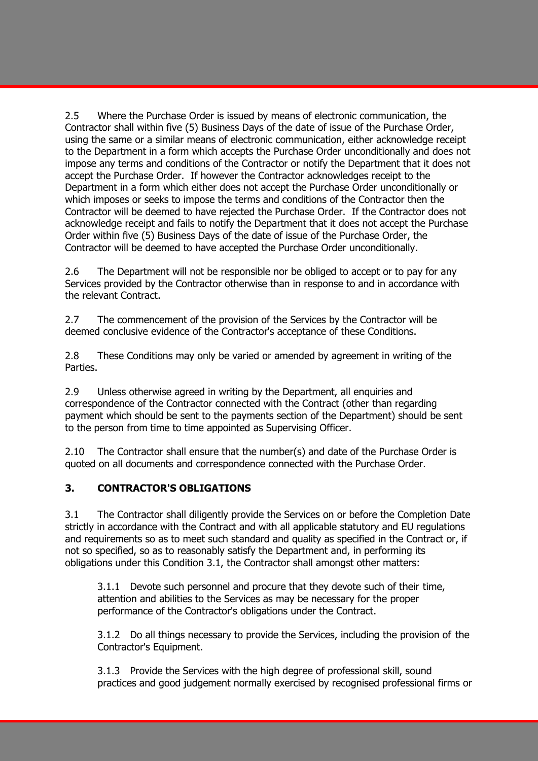2.5 Where the Purchase Order is issued by means of electronic communication, the Contractor shall within five (5) Business Days of the date of issue of the Purchase Order, using the same or a similar means of electronic communication, either acknowledge receipt to the Department in a form which accepts the Purchase Order unconditionally and does not impose any terms and conditions of the Contractor or notify the Department that it does not accept the Purchase Order. If however the Contractor acknowledges receipt to the Department in a form which either does not accept the Purchase Order unconditionally or which imposes or seeks to impose the terms and conditions of the Contractor then the Contractor will be deemed to have rejected the Purchase Order. If the Contractor does not acknowledge receipt and fails to notify the Department that it does not accept the Purchase Order within five (5) Business Days of the date of issue of the Purchase Order, the Contractor will be deemed to have accepted the Purchase Order unconditionally.

2.6 The Department will not be responsible nor be obliged to accept or to pay for any Services provided by the Contractor otherwise than in response to and in accordance with the relevant Contract.

2.7 The commencement of the provision of the Services by the Contractor will be deemed conclusive evidence of the Contractor's acceptance of these Conditions.

2.8 These Conditions may only be varied or amended by agreement in writing of the Parties.

2.9 Unless otherwise agreed in writing by the Department, all enquiries and correspondence of the Contractor connected with the Contract (other than regarding payment which should be sent to the payments section of the Department) should be sent to the person from time to time appointed as Supervising Officer.

2.10 The Contractor shall ensure that the number(s) and date of the Purchase Order is quoted on all documents and correspondence connected with the Purchase Order.

## 3. CONTRACTOR'S OBLIGATIONS

3.1 The Contractor shall diligently provide the Services on or before the Completion Date strictly in accordance with the Contract and with all applicable statutory and EU regulations and requirements so as to meet such standard and quality as specified in the Contract or, if not so specified, so as to reasonably satisfy the Department and, in performing its obligations under this Condition 3.1, the Contractor shall amongst other matters:

3.1.1 Devote such personnel and procure that they devote such of their time, attention and abilities to the Services as may be necessary for the proper performance of the Contractor's obligations under the Contract.

3.1.2 Do all things necessary to provide the Services, including the provision of the Contractor's Equipment.

3.1.3 Provide the Services with the high degree of professional skill, sound practices and good judgement normally exercised by recognised professional firms or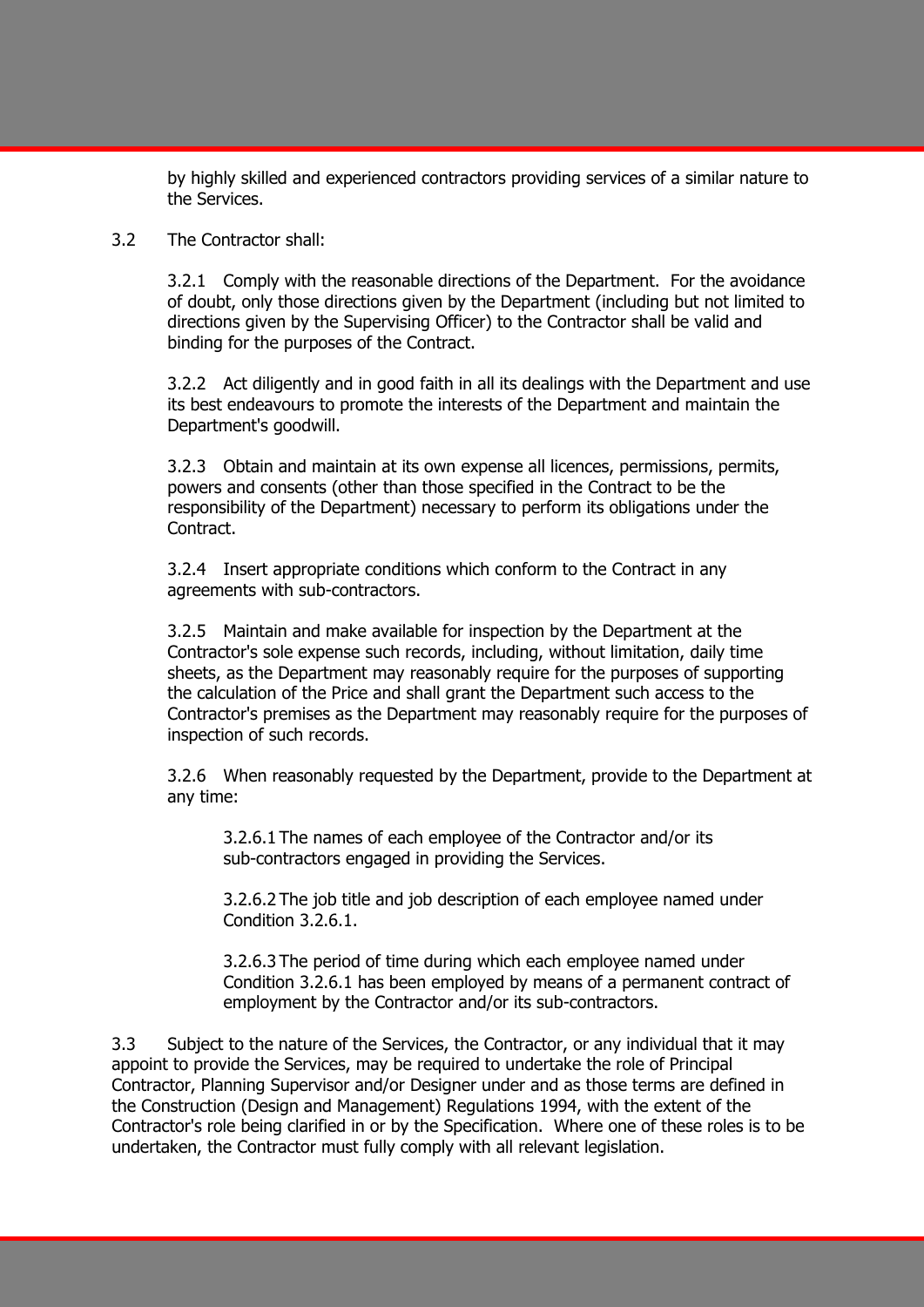by highly skilled and experienced contractors providing services of a similar nature to the Services.

3.2 The Contractor shall:

3.2.1 Comply with the reasonable directions of the Department. For the avoidance of doubt, only those directions given by the Department (including but not limited to directions given by the Supervising Officer) to the Contractor shall be valid and binding for the purposes of the Contract.

3.2.2 Act diligently and in good faith in all its dealings with the Department and use its best endeavours to promote the interests of the Department and maintain the Department's goodwill.

3.2.3 Obtain and maintain at its own expense all licences, permissions, permits, powers and consents (other than those specified in the Contract to be the responsibility of the Department) necessary to perform its obligations under the Contract.

3.2.4 Insert appropriate conditions which conform to the Contract in any agreements with sub-contractors.

3.2.5 Maintain and make available for inspection by the Department at the Contractor's sole expense such records, including, without limitation, daily time sheets, as the Department may reasonably require for the purposes of supporting the calculation of the Price and shall grant the Department such access to the Contractor's premises as the Department may reasonably require for the purposes of inspection of such records.

3.2.6 When reasonably requested by the Department, provide to the Department at any time:

3.2.6.1 The names of each employee of the Contractor and/or its sub-contractors engaged in providing the Services.

3.2.6.2 The job title and job description of each employee named under Condition 3.2.6.1.

3.2.6.3 The period of time during which each employee named under Condition 3.2.6.1 has been employed by means of a permanent contract of employment by the Contractor and/or its sub-contractors.

3.3 Subject to the nature of the Services, the Contractor, or any individual that it may appoint to provide the Services, may be required to undertake the role of Principal Contractor, Planning Supervisor and/or Designer under and as those terms are defined in the Construction (Design and Management) Regulations 1994, with the extent of the Contractor's role being clarified in or by the Specification. Where one of these roles is to be undertaken, the Contractor must fully comply with all relevant legislation.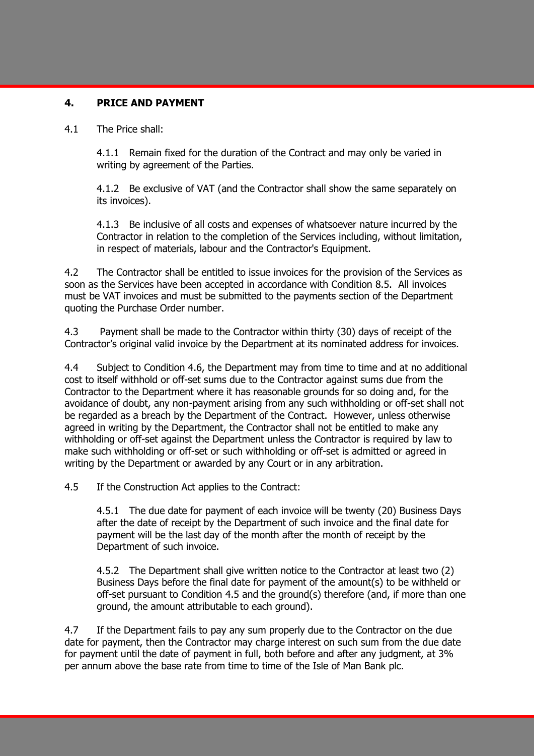## 4. PRICE AND PAYMENT

4.1 The Price shall:

4.1.1 Remain fixed for the duration of the Contract and may only be varied in writing by agreement of the Parties.

4.1.2 Be exclusive of VAT (and the Contractor shall show the same separately on its invoices).

4.1.3 Be inclusive of all costs and expenses of whatsoever nature incurred by the Contractor in relation to the completion of the Services including, without limitation, in respect of materials, labour and the Contractor's Equipment.

4.2 The Contractor shall be entitled to issue invoices for the provision of the Services as soon as the Services have been accepted in accordance with Condition 8.5. All invoices must be VAT invoices and must be submitted to the payments section of the Department quoting the Purchase Order number.

4.3 Payment shall be made to the Contractor within thirty (30) days of receipt of the Contractor's original valid invoice by the Department at its nominated address for invoices.

4.4 Subject to Condition 4.6, the Department may from time to time and at no additional cost to itself withhold or off-set sums due to the Contractor against sums due from the Contractor to the Department where it has reasonable grounds for so doing and, for the avoidance of doubt, any non-payment arising from any such withholding or off-set shall not be regarded as a breach by the Department of the Contract. However, unless otherwise agreed in writing by the Department, the Contractor shall not be entitled to make any withholding or off-set against the Department unless the Contractor is required by law to make such withholding or off-set or such withholding or off-set is admitted or agreed in writing by the Department or awarded by any Court or in any arbitration.

4.5 If the Construction Act applies to the Contract:

4.5.1 The due date for payment of each invoice will be twenty (20) Business Days after the date of receipt by the Department of such invoice and the final date for payment will be the last day of the month after the month of receipt by the Department of such invoice.

4.5.2 The Department shall give written notice to the Contractor at least two (2) Business Days before the final date for payment of the amount(s) to be withheld or off-set pursuant to Condition 4.5 and the ground(s) therefore (and, if more than one ground, the amount attributable to each ground).

4.7 If the Department fails to pay any sum properly due to the Contractor on the due date for payment, then the Contractor may charge interest on such sum from the due date for payment until the date of payment in full, both before and after any judgment, at 3% per annum above the base rate from time to time of the Isle of Man Bank plc.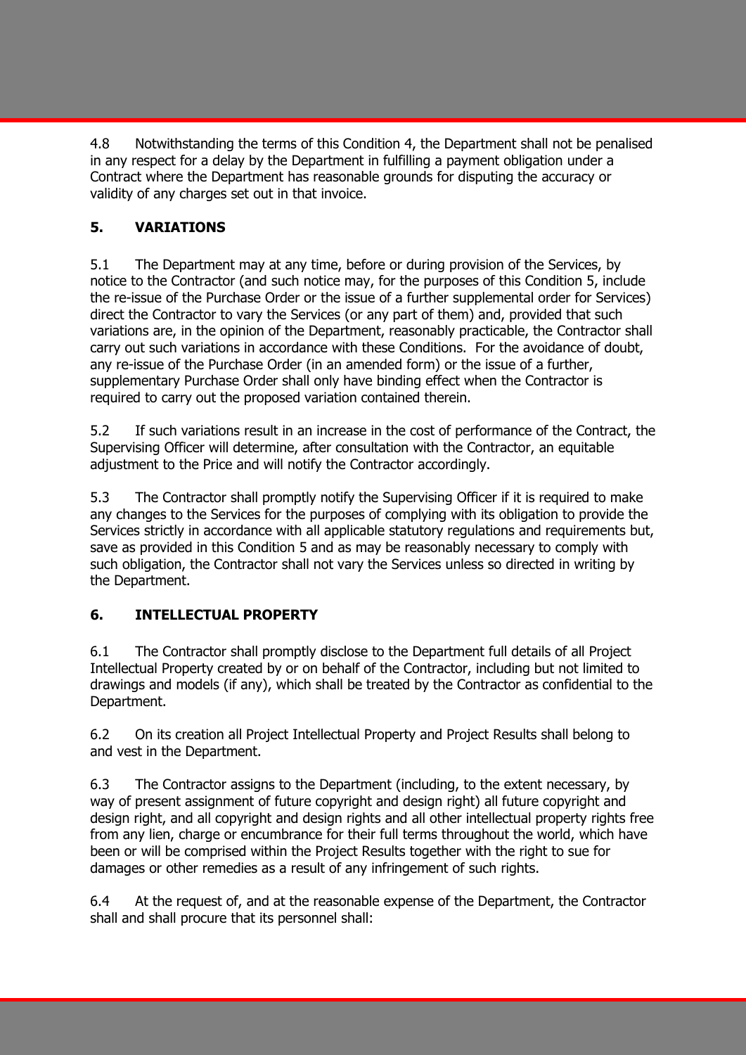4.8 Notwithstanding the terms of this Condition 4, the Department shall not be penalised in any respect for a delay by the Department in fulfilling a payment obligation under a Contract where the Department has reasonable grounds for disputing the accuracy or validity of any charges set out in that invoice.

## 5. VARIATIONS

5.1 The Department may at any time, before or during provision of the Services, by notice to the Contractor (and such notice may, for the purposes of this Condition 5, include the re-issue of the Purchase Order or the issue of a further supplemental order for Services) direct the Contractor to vary the Services (or any part of them) and, provided that such variations are, in the opinion of the Department, reasonably practicable, the Contractor shall carry out such variations in accordance with these Conditions. For the avoidance of doubt, any re-issue of the Purchase Order (in an amended form) or the issue of a further, supplementary Purchase Order shall only have binding effect when the Contractor is required to carry out the proposed variation contained therein.

5.2 If such variations result in an increase in the cost of performance of the Contract, the Supervising Officer will determine, after consultation with the Contractor, an equitable adjustment to the Price and will notify the Contractor accordingly.

5.3 The Contractor shall promptly notify the Supervising Officer if it is required to make any changes to the Services for the purposes of complying with its obligation to provide the Services strictly in accordance with all applicable statutory regulations and requirements but, save as provided in this Condition 5 and as may be reasonably necessary to comply with such obligation, the Contractor shall not vary the Services unless so directed in writing by the Department.

## 6. INTELLECTUAL PROPERTY

6.1 The Contractor shall promptly disclose to the Department full details of all Project Intellectual Property created by or on behalf of the Contractor, including but not limited to drawings and models (if any), which shall be treated by the Contractor as confidential to the Department.

6.2 On its creation all Project Intellectual Property and Project Results shall belong to and vest in the Department.

6.3 The Contractor assigns to the Department (including, to the extent necessary, by way of present assignment of future copyright and design right) all future copyright and design right, and all copyright and design rights and all other intellectual property rights free from any lien, charge or encumbrance for their full terms throughout the world, which have been or will be comprised within the Project Results together with the right to sue for damages or other remedies as a result of any infringement of such rights.

6.4 At the request of, and at the reasonable expense of the Department, the Contractor shall and shall procure that its personnel shall: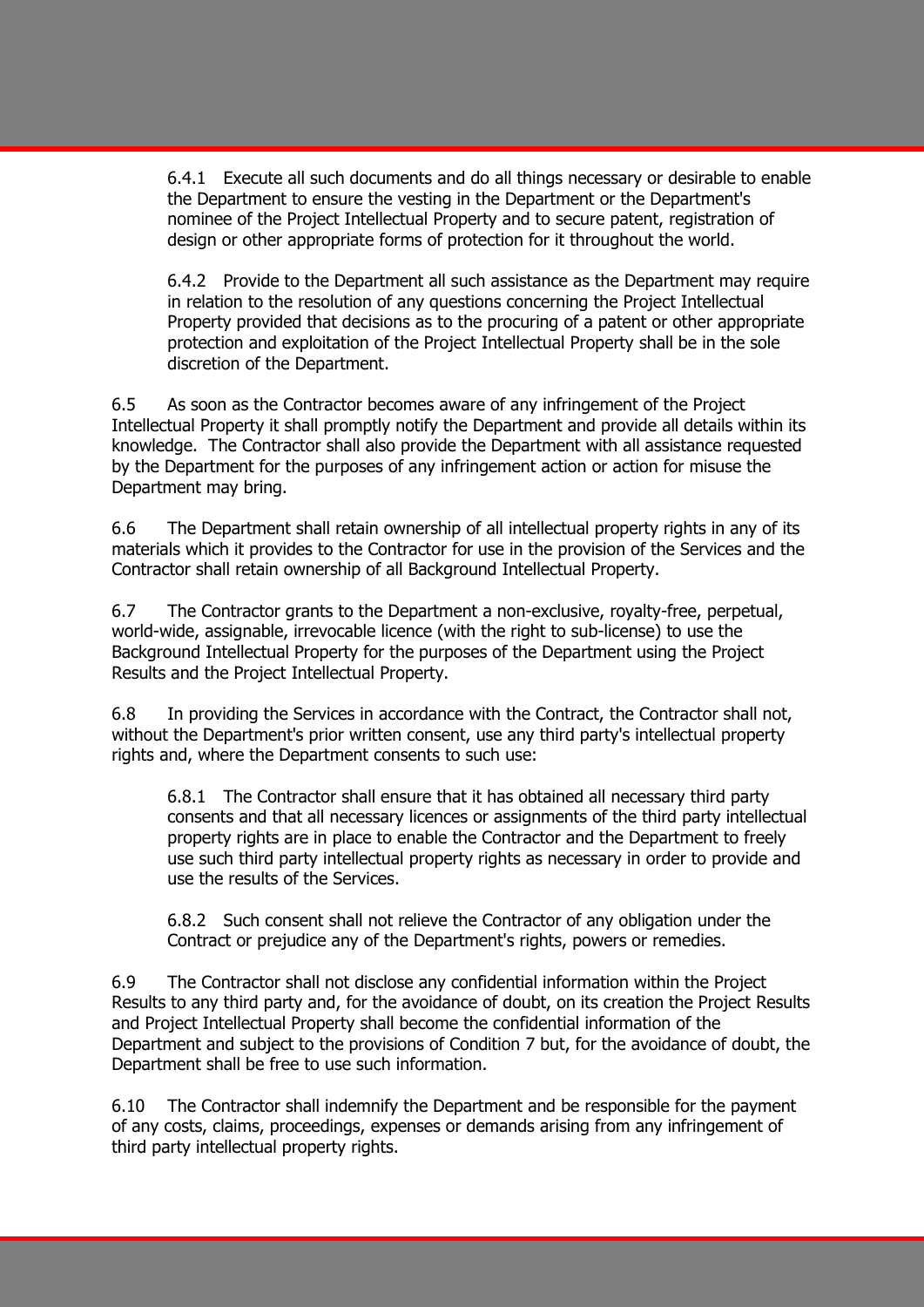6.4.1 Execute all such documents and do all things necessary or desirable to enable the Department to ensure the vesting in the Department or the Department's nominee of the Project Intellectual Property and to secure patent, registration of design or other appropriate forms of protection for it throughout the world.

6.4.2 Provide to the Department all such assistance as the Department may require in relation to the resolution of any questions concerning the Project Intellectual Property provided that decisions as to the procuring of a patent or other appropriate protection and exploitation of the Project Intellectual Property shall be in the sole discretion of the Department.

6.5 As soon as the Contractor becomes aware of any infringement of the Project Intellectual Property it shall promptly notify the Department and provide all details within its knowledge. The Contractor shall also provide the Department with all assistance requested by the Department for the purposes of any infringement action or action for misuse the Department may bring.

6.6 The Department shall retain ownership of all intellectual property rights in any of its materials which it provides to the Contractor for use in the provision of the Services and the Contractor shall retain ownership of all Background Intellectual Property.

6.7 The Contractor grants to the Department a non-exclusive, royalty-free, perpetual, world-wide, assignable, irrevocable licence (with the right to sub-license) to use the Background Intellectual Property for the purposes of the Department using the Project Results and the Project Intellectual Property.

6.8 In providing the Services in accordance with the Contract, the Contractor shall not, without the Department's prior written consent, use any third party's intellectual property rights and, where the Department consents to such use:

6.8.1 The Contractor shall ensure that it has obtained all necessary third party consents and that all necessary licences or assignments of the third party intellectual property rights are in place to enable the Contractor and the Department to freely use such third party intellectual property rights as necessary in order to provide and use the results of the Services.

6.8.2 Such consent shall not relieve the Contractor of any obligation under the Contract or prejudice any of the Department's rights, powers or remedies.

6.9 The Contractor shall not disclose any confidential information within the Project Results to any third party and, for the avoidance of doubt, on its creation the Project Results and Project Intellectual Property shall become the confidential information of the Department and subject to the provisions of Condition 7 but, for the avoidance of doubt, the Department shall be free to use such information.

6.10 The Contractor shall indemnify the Department and be responsible for the payment of any costs, claims, proceedings, expenses or demands arising from any infringement of third party intellectual property rights.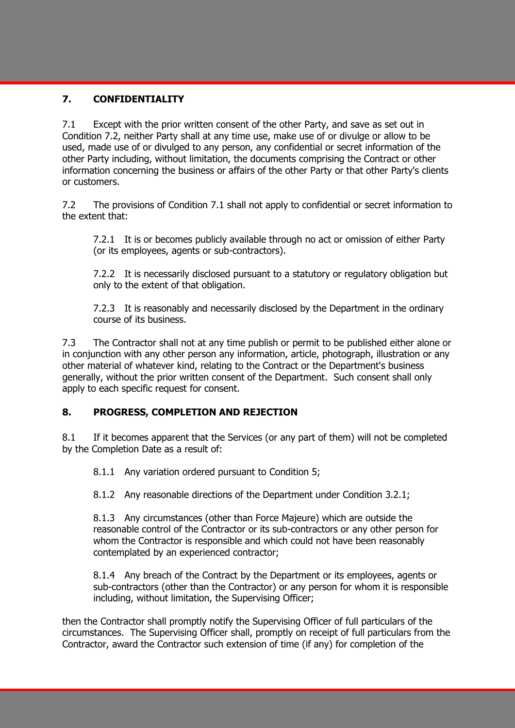## 7. CONFIDENTIALITY

7.1 Except with the prior written consent of the other Party, and save as set out in Condition 7.2, neither Party shall at any time use, make use of or divulge or allow to be used, made use of or divulged to any person, any confidential or secret information of the other Party including, without limitation, the documents comprising the Contract or other information concerning the business or affairs of the other Party or that other Party's clients or customers.

7.2 The provisions of Condition 7.1 shall not apply to confidential or secret information to the extent that:

7.2.1 It is or becomes publicly available through no act or omission of either Party (or its employees, agents or sub-contractors).

7.2.2 It is necessarily disclosed pursuant to a statutory or regulatory obligation but only to the extent of that obligation.

7.2.3 It is reasonably and necessarily disclosed by the Department in the ordinary course of its business.

7.3 The Contractor shall not at any time publish or permit to be published either alone or in conjunction with any other person any information, article, photograph, illustration or any other material of whatever kind, relating to the Contract or the Department's business generally, without the prior written consent of the Department. Such consent shall only apply to each specific request for consent.

## 8. PROGRESS, COMPLETION AND REJECTION

8.1 If it becomes apparent that the Services (or any part of them) will not be completed by the Completion Date as a result of:

8.1.1 Any variation ordered pursuant to Condition 5;

8.1.2 Any reasonable directions of the Department under Condition 3.2.1;

8.1.3 Any circumstances (other than Force Majeure) which are outside the reasonable control of the Contractor or its sub-contractors or any other person for whom the Contractor is responsible and which could not have been reasonably contemplated by an experienced contractor;

8.1.4 Any breach of the Contract by the Department or its employees, agents or sub-contractors (other than the Contractor) or any person for whom it is responsible including, without limitation, the Supervising Officer;

then the Contractor shall promptly notify the Supervising Officer of full particulars of the circumstances. The Supervising Officer shall, promptly on receipt of full particulars from the Contractor, award the Contractor such extension of time (if any) for completion of the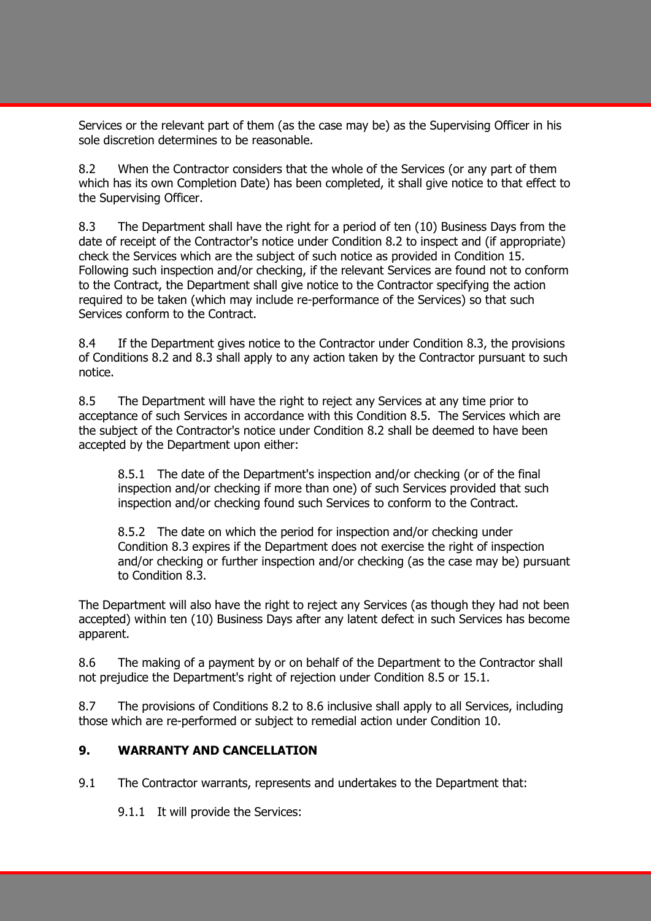Services or the relevant part of them (as the case may be) as the Supervising Officer in his sole discretion determines to be reasonable.

8.2 When the Contractor considers that the whole of the Services (or any part of them which has its own Completion Date) has been completed, it shall give notice to that effect to the Supervising Officer.

8.3 The Department shall have the right for a period of ten (10) Business Days from the date of receipt of the Contractor's notice under Condition 8.2 to inspect and (if appropriate) check the Services which are the subject of such notice as provided in Condition 15. Following such inspection and/or checking, if the relevant Services are found not to conform to the Contract, the Department shall give notice to the Contractor specifying the action required to be taken (which may include re-performance of the Services) so that such Services conform to the Contract.

8.4 If the Department gives notice to the Contractor under Condition 8.3, the provisions of Conditions 8.2 and 8.3 shall apply to any action taken by the Contractor pursuant to such notice.

8.5 The Department will have the right to reject any Services at any time prior to acceptance of such Services in accordance with this Condition 8.5. The Services which are the subject of the Contractor's notice under Condition 8.2 shall be deemed to have been accepted by the Department upon either:

8.5.1 The date of the Department's inspection and/or checking (or of the final inspection and/or checking if more than one) of such Services provided that such inspection and/or checking found such Services to conform to the Contract.

8.5.2 The date on which the period for inspection and/or checking under Condition 8.3 expires if the Department does not exercise the right of inspection and/or checking or further inspection and/or checking (as the case may be) pursuant to Condition 8.3.

The Department will also have the right to reject any Services (as though they had not been accepted) within ten (10) Business Days after any latent defect in such Services has become apparent.

8.6 The making of a payment by or on behalf of the Department to the Contractor shall not prejudice the Department's right of rejection under Condition 8.5 or 15.1.

8.7 The provisions of Conditions 8.2 to 8.6 inclusive shall apply to all Services, including those which are re-performed or subject to remedial action under Condition 10.

## 9. WARRANTY AND CANCELLATION

9.1 The Contractor warrants, represents and undertakes to the Department that:

9.1.1 It will provide the Services: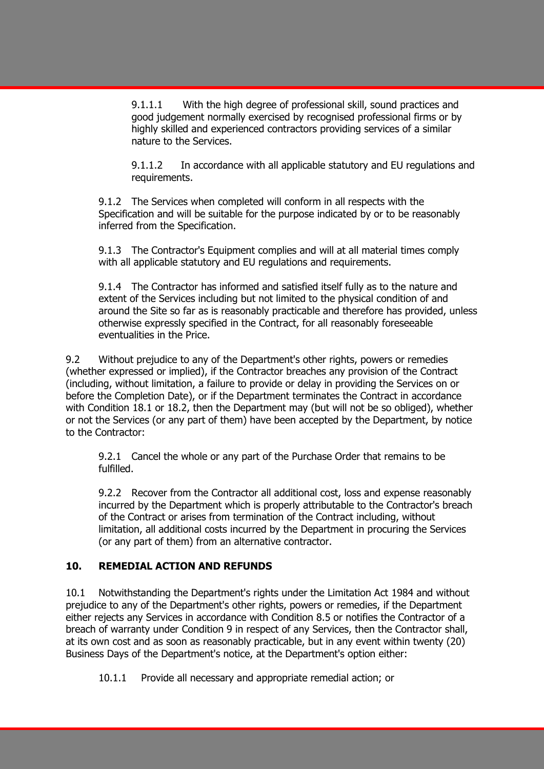9.1.1.1 With the high degree of professional skill, sound practices and good judgement normally exercised by recognised professional firms or by highly skilled and experienced contractors providing services of a similar nature to the Services.

9.1.1.2 In accordance with all applicable statutory and EU regulations and requirements.

9.1.2 The Services when completed will conform in all respects with the Specification and will be suitable for the purpose indicated by or to be reasonably inferred from the Specification.

9.1.3 The Contractor's Equipment complies and will at all material times comply with all applicable statutory and EU regulations and requirements.

9.1.4 The Contractor has informed and satisfied itself fully as to the nature and extent of the Services including but not limited to the physical condition of and around the Site so far as is reasonably practicable and therefore has provided, unless otherwise expressly specified in the Contract, for all reasonably foreseeable eventualities in the Price.

9.2 Without prejudice to any of the Department's other rights, powers or remedies (whether expressed or implied), if the Contractor breaches any provision of the Contract (including, without limitation, a failure to provide or delay in providing the Services on or before the Completion Date), or if the Department terminates the Contract in accordance with Condition 18.1 or 18.2, then the Department may (but will not be so obliged), whether or not the Services (or any part of them) have been accepted by the Department, by notice to the Contractor:

9.2.1 Cancel the whole or any part of the Purchase Order that remains to be fulfilled.

9.2.2 Recover from the Contractor all additional cost, loss and expense reasonably incurred by the Department which is properly attributable to the Contractor's breach of the Contract or arises from termination of the Contract including, without limitation, all additional costs incurred by the Department in procuring the Services (or any part of them) from an alternative contractor.

## 10. REMEDIAL ACTION AND REFUNDS

10.1 Notwithstanding the Department's rights under the Limitation Act 1984 and without prejudice to any of the Department's other rights, powers or remedies, if the Department either rejects any Services in accordance with Condition 8.5 or notifies the Contractor of a breach of warranty under Condition 9 in respect of any Services, then the Contractor shall, at its own cost and as soon as reasonably practicable, but in any event within twenty (20) Business Days of the Department's notice, at the Department's option either:

10.1.1 Provide all necessary and appropriate remedial action; or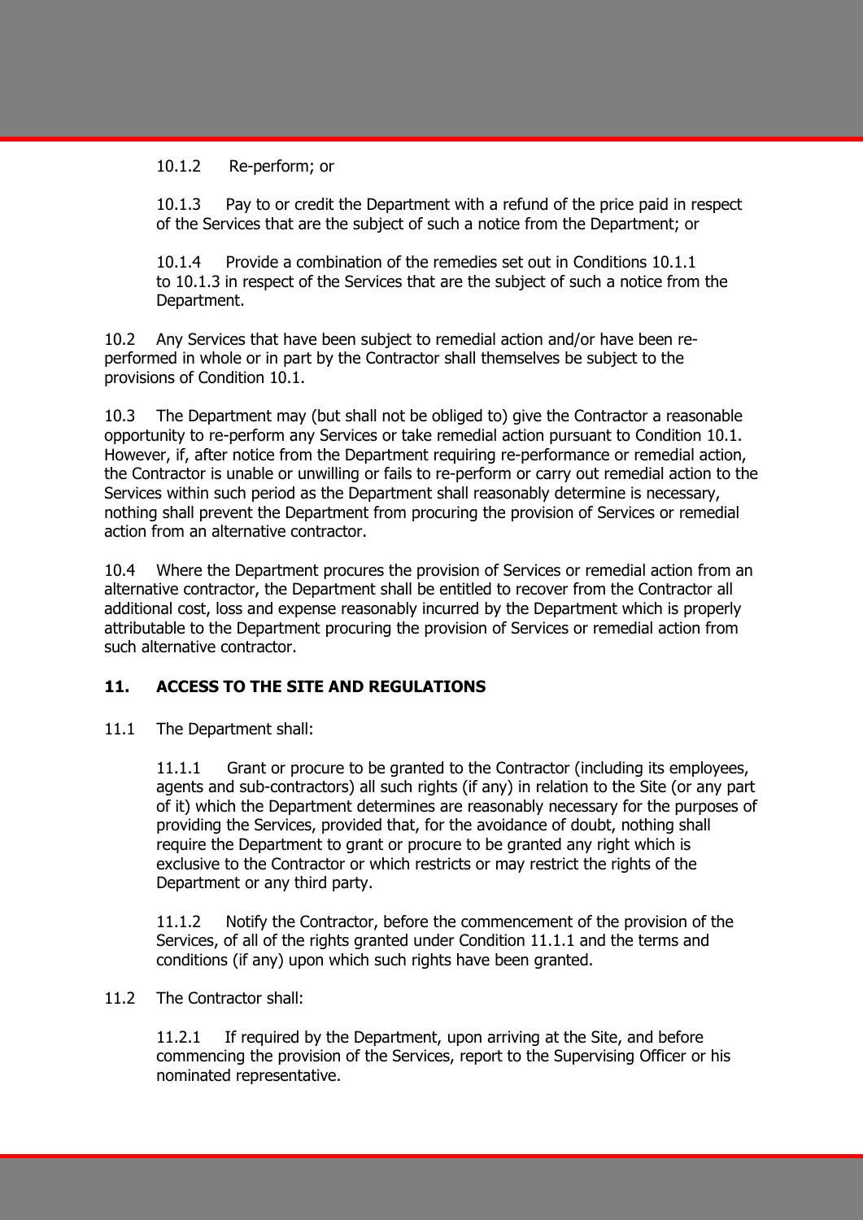10.1.2 Re-perform; or

10.1.3 Pay to or credit the Department with a refund of the price paid in respect of the Services that are the subject of such a notice from the Department; or

10.1.4 Provide a combination of the remedies set out in Conditions 10.1.1 to 10.1.3 in respect of the Services that are the subject of such a notice from the Department.

10.2 Any Services that have been subject to remedial action and/or have been re-performed in whole or in part by the Contractor shall themselves be subject to the provisions of Condition 10.1.

10.3 The Department may (but shall not be obliged to) give the Contractor a reasonable opportunity to re-perform any Services or take remedial action pursuant to Condition 10.1. However, if, after notice from the Department requiring re-performance or remedial action, the Contractor is unable or unwilling or fails to re-perform or carry out remedial action to the Services within such period as the Department shall reasonably determine is necessary, nothing shall prevent the Department from procuring the provision of Services or remedial action from an alternative contractor.

10.4 Where the Department procures the provision of Services or remedial action from an alternative contractor, the Department shall be entitled to recover from the Contractor all additional cost, loss and expense reasonably incurred by the Department which is properly attributable to the Department procuring the provision of Services or remedial action from such alternative contractor.

## 11. ACCESS TO THE SITE AND REGULATIONS

11.1 The Department shall:

11.1.1 Grant or procure to be granted to the Contractor (including its employees, agents and sub-contractors) all such rights (if any) in relation to the Site (or any part of it) which the Department determines are reasonably necessary for the purposes of providing the Services, provided that, for the avoidance of doubt, nothing shall require the Department to grant or procure to be granted any right which is exclusive to the Contractor or which restricts or may restrict the rights of the Department or any third party.

11.1.2 Notify the Contractor, before the commencement of the provision of the Services, of all of the rights granted under Condition 11.1.1 and the terms and conditions (if any) upon which such rights have been granted.

11.2 The Contractor shall:

11.2.1 If required by the Department, upon arriving at the Site, and before commencing the provision of the Services, report to the Supervising Officer or his nominated representative.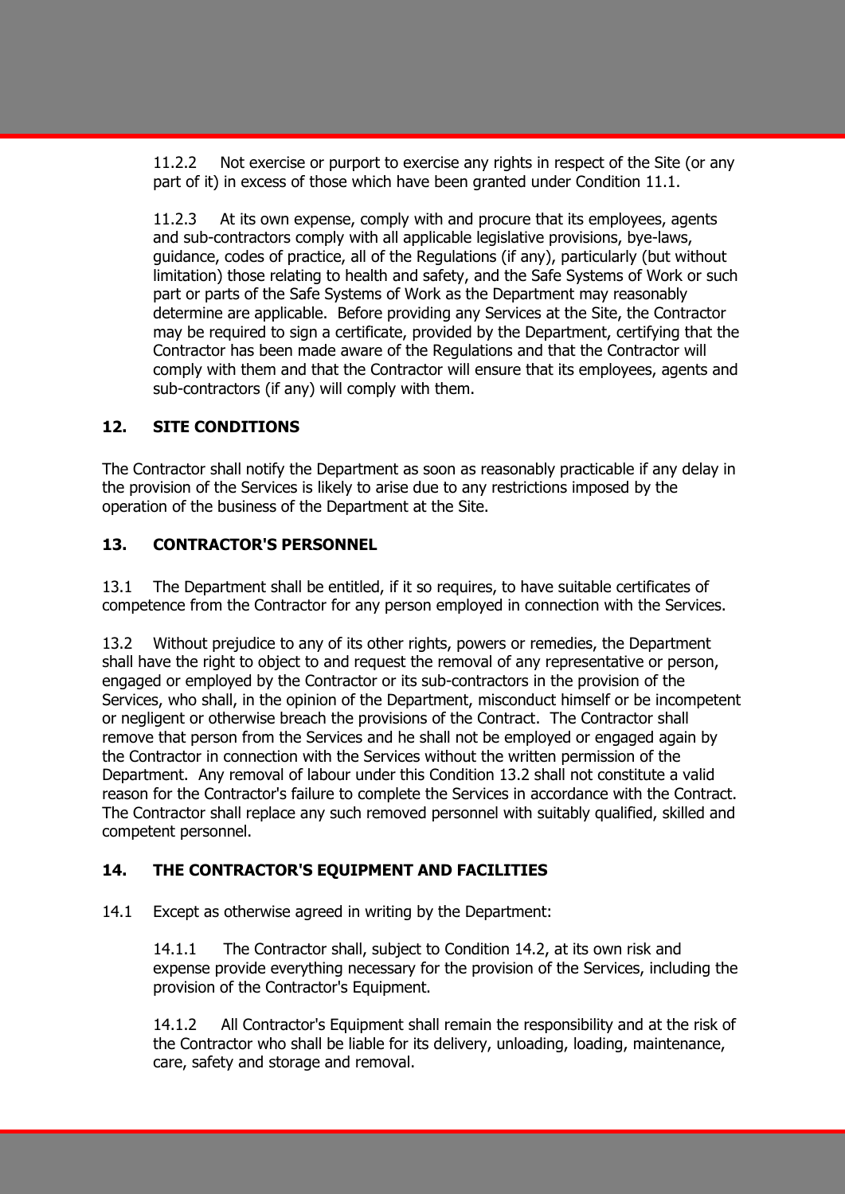11.2.2 Not exercise or purport to exercise any rights in respect of the Site (or any part of it) in excess of those which have been granted under Condition 11.1.

11.2.3 At its own expense, comply with and procure that its employees, agents and sub-contractors comply with all applicable legislative provisions, bye-laws, guidance, codes of practice, all of the Regulations (if any), particularly (but without limitation) those relating to health and safety, and the Safe Systems of Work or such part or parts of the Safe Systems of Work as the Department may reasonably determine are applicable. Before providing any Services at the Site, the Contractor may be required to sign a certificate, provided by the Department, certifying that the Contractor has been made aware of the Regulations and that the Contractor will comply with them and that the Contractor will ensure that its employees, agents and sub-contractors (if any) will comply with them.

## 12. SITE CONDITIONS

The Contractor shall notify the Department as soon as reasonably practicable if any delay in the provision of the Services is likely to arise due to any restrictions imposed by the operation of the business of the Department at the Site.

## 13. CONTRACTOR'S PERSONNEL

13.1 The Department shall be entitled, if it so requires, to have suitable certificates of competence from the Contractor for any person employed in connection with the Services.

13.2 Without prejudice to any of its other rights, powers or remedies, the Department shall have the right to object to and request the removal of any representative or person, engaged or employed by the Contractor or its sub-contractors in the provision of the Services, who shall, in the opinion of the Department, misconduct himself or be incompetent or negligent or otherwise breach the provisions of the Contract. The Contractor shall remove that person from the Services and he shall not be employed or engaged again by the Contractor in connection with the Services without the written permission of the Department. Any removal of labour under this Condition 13.2 shall not constitute a valid reason for the Contractor's failure to complete the Services in accordance with the Contract. The Contractor shall replace any such removed personnel with suitably qualified, skilled and competent personnel.

## 14. THE CONTRACTOR'S EQUIPMENT AND FACILITIES

14.1 Except as otherwise agreed in writing by the Department:

14.1.1 The Contractor shall, subject to Condition 14.2, at its own risk and expense provide everything necessary for the provision of the Services, including the provision of the Contractor's Equipment.

14.1.2 All Contractor's Equipment shall remain the responsibility and at the risk of the Contractor who shall be liable for its delivery, unloading, loading, maintenance, care, safety and storage and removal.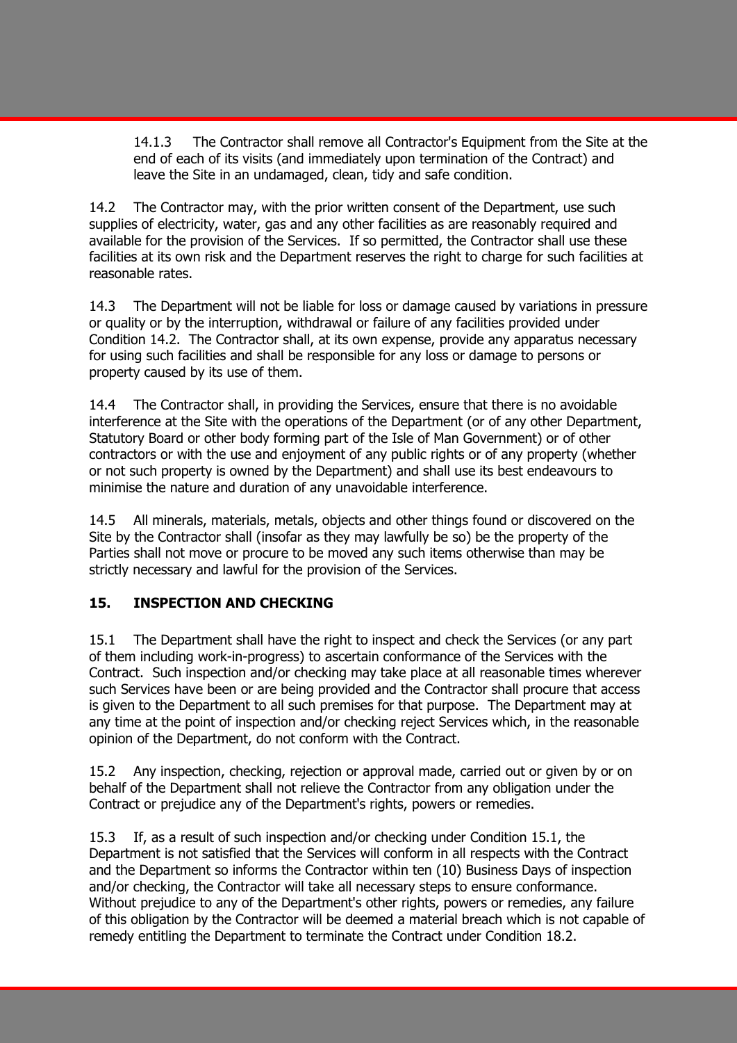14.1.3 The Contractor shall remove all Contractor's Equipment from the Site at the end of each of its visits (and immediately upon termination of the Contract) and leave the Site in an undamaged, clean, tidy and safe condition.

14.2 The Contractor may, with the prior written consent of the Department, use such supplies of electricity, water, gas and any other facilities as are reasonably required and available for the provision of the Services. If so permitted, the Contractor shall use these facilities at its own risk and the Department reserves the right to charge for such facilities at reasonable rates.

14.3 The Department will not be liable for loss or damage caused by variations in pressure or quality or by the interruption, withdrawal or failure of any facilities provided under Condition 14.2. The Contractor shall, at its own expense, provide any apparatus necessary for using such facilities and shall be responsible for any loss or damage to persons or property caused by its use of them.

14.4 The Contractor shall, in providing the Services, ensure that there is no avoidable interference at the Site with the operations of the Department (or of any other Department, Statutory Board or other body forming part of the Isle of Man Government) or of other contractors or with the use and enjoyment of any public rights or of any property (whether or not such property is owned by the Department) and shall use its best endeavours to minimise the nature and duration of any unavoidable interference.

14.5 All minerals, materials, metals, objects and other things found or discovered on the Site by the Contractor shall (insofar as they may lawfully be so) be the property of the Parties shall not move or procure to be moved any such items otherwise than may be strictly necessary and lawful for the provision of the Services.

## 15. INSPECTION AND CHECKING

15.1 The Department shall have the right to inspect and check the Services (or any part of them including work-in-progress) to ascertain conformance of the Services with the Contract. Such inspection and/or checking may take place at all reasonable times wherever such Services have been or are being provided and the Contractor shall procure that access is given to the Department to all such premises for that purpose. The Department may at any time at the point of inspection and/or checking reject Services which, in the reasonable opinion of the Department, do not conform with the Contract.

15.2 Any inspection, checking, rejection or approval made, carried out or given by or on behalf of the Department shall not relieve the Contractor from any obligation under the Contract or prejudice any of the Department's rights, powers or remedies.

15.3 If, as a result of such inspection and/or checking under Condition 15.1, the Department is not satisfied that the Services will conform in all respects with the Contract and the Department so informs the Contractor within ten (10) Business Days of inspection and/or checking, the Contractor will take all necessary steps to ensure conformance. Without prejudice to any of the Department's other rights, powers or remedies, any failure of this obligation by the Contractor will be deemed a material breach which is not capable of remedy entitling the Department to terminate the Contract under Condition 18.2.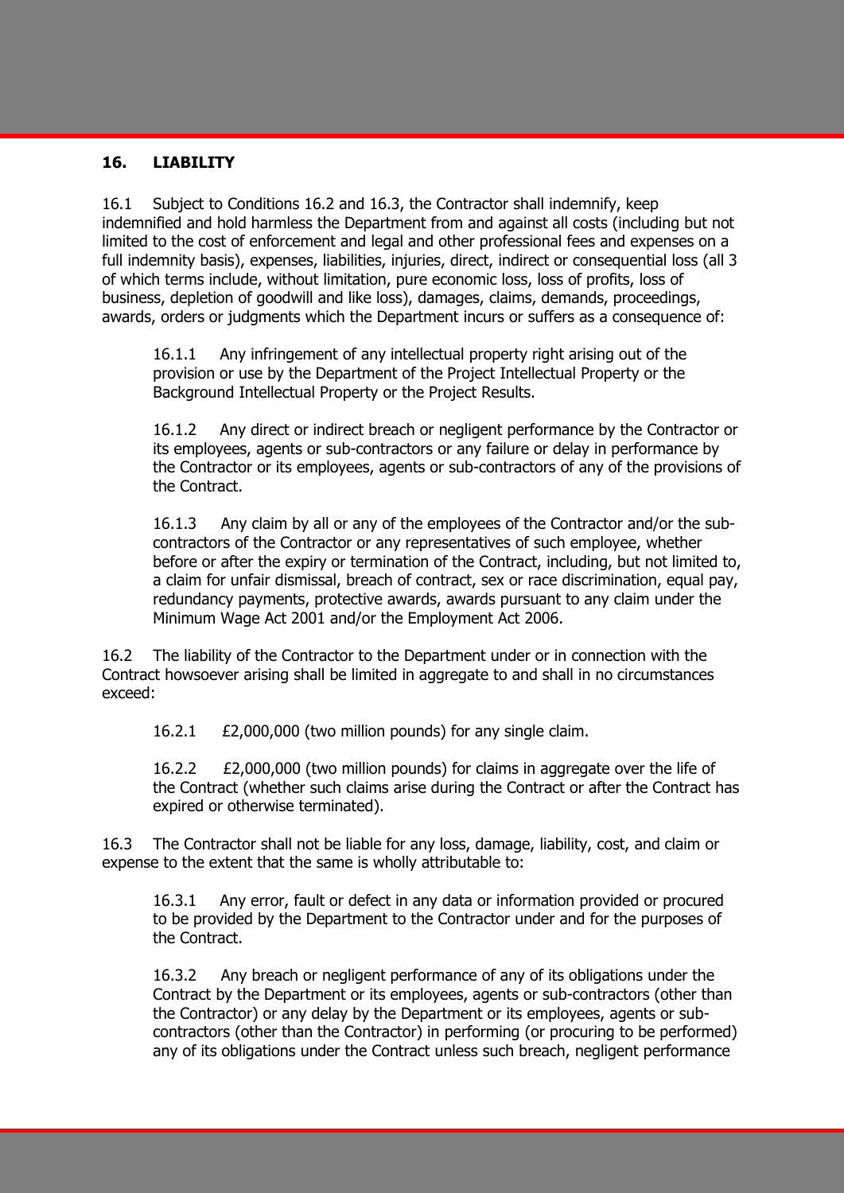## 16. LIABILITY

16.1 Subject to Conditions 16.2 and 16.3, the Contractor shall indemnify, keep indemnified and hold harmless the Department from and against all costs (including but not limited to the cost of enforcement and legal and other professional fees and expenses on a full indemnity basis), expenses, liabilities, injuries, direct, indirect or consequential loss (all 3 of which terms include, without limitation, pure economic loss, loss of profits, loss of business, depletion of goodwill and like loss), damages, claims, demands, proceedings, awards, orders or judgments which the Department incurs or suffers as a consequence of:

16.1.1 Any infringement of any intellectual property right arising out of the provision or use by the Department of the Project Intellectual Property or the Background Intellectual Property or the Project Results.

16.1.2 Any direct or indirect breach or negligent performance by the Contractor or its employees, agents or sub-contractors or any failure or delay in performance by the Contractor or its employees, agents or sub-contractors of any of the provisions of the Contract.

16.1.3 Any claim by all or any of the employees of the Contractor and/or the sub-contractors of the Contractor or any representatives of such employee, whether before or after the expiry or termination of the Contract, including, but not limited to, a claim for unfair dismissal, breach of contract, sex or race discrimination, equal pay, redundancy payments, protective awards, awards pursuant to any claim under the Minimum Wage Act 2001 and/or the Employment Act 2006.

16.2 The liability of the Contractor to the Department under or in connection with the Contract howsoever arising shall be limited in aggregate to and shall in no circumstances exceed:

16.2.1 £2,000,000 (two million pounds) for any single claim.

16.2.2 £2,000,000 (two million pounds) for claims in aggregate over the life of the Contract (whether such claims arise during the Contract or after the Contract has expired or otherwise terminated).

16.3 The Contractor shall not be liable for any loss, damage, liability, cost, and claim or expense to the extent that the same is wholly attributable to:

16.3.1 Any error, fault or defect in any data or information provided or procured to be provided by the Department to the Contractor under and for the purposes of the Contract.

16.3.2 Any breach or negligent performance of any of its obligations under the Contract by the Department or its employees, agents or sub-contractors (other than the Contractor) or any delay by the Department or its employees, agents or sub-contractors (other than the Contractor) in performing (or procuring to be performed) any of its obligations under the Contract unless such breach, negligent performance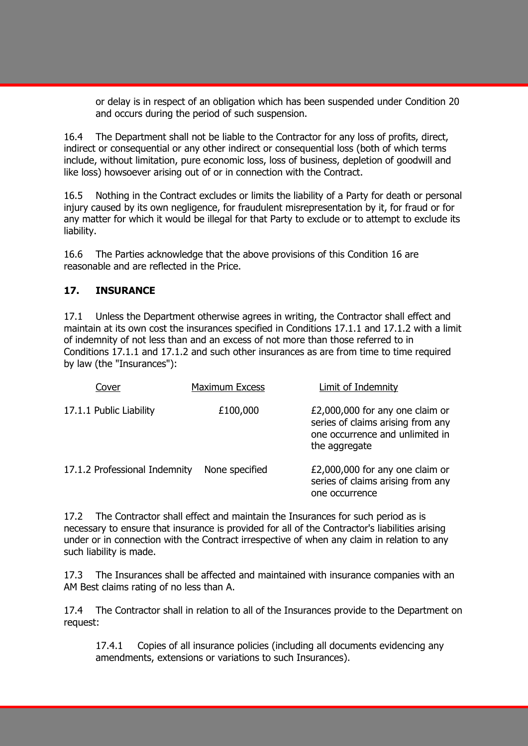or delay is in respect of an obligation which has been suspended under Condition 20 and occurs during the period of such suspension.

16.4 The Department shall not be liable to the Contractor for any loss of profits, direct, indirect or consequential or any other indirect or consequential loss (both of which terms include, without limitation, pure economic loss, loss of business, depletion of goodwill and like loss) howsoever arising out of or in connection with the Contract.

16.5 Nothing in the Contract excludes or limits the liability of a Party for death or personal injury caused by its own negligence, for fraudulent misrepresentation by it, for fraud or for any matter for which it would be illegal for that Party to exclude or to attempt to exclude its liability.

16.6 The Parties acknowledge that the above provisions of this Condition 16 are reasonable and are reflected in the Price.

## 17. INSURANCE

17.1 Unless the Department otherwise agrees in writing, the Contractor shall effect and maintain at its own cost the insurances specified in Conditions 17.1.1 and 17.1.2 with a limit of indemnity of not less than and an excess of not more than those referred to in Conditions 17.1.1 and 17.1.2 and such other insurances as are from time to time required by law (the "Insurances"):

| Cover | Maximum Excess | Limit of Indemnity |
|---|---|---|
| 17.1.1 Public Liability | £100,000 | £2,000,000 for any one claim or series of claims arising from any one occurrence and unlimited in the aggregate |
| 17.1.2 Professional Indemnity | None specified | £2,000,000 for any one claim or series of claims arising from any one occurrence |

17.2 The Contractor shall effect and maintain the Insurances for such period as is necessary to ensure that insurance is provided for all of the Contractor's liabilities arising under or in connection with the Contract irrespective of when any claim in relation to any such liability is made.

17.3 The Insurances shall be affected and maintained with insurance companies with an AM Best claims rating of no less than A.

17.4 The Contractor shall in relation to all of the Insurances provide to the Department on request:

17.4.1 Copies of all insurance policies (including all documents evidencing any amendments, extensions or variations to such Insurances).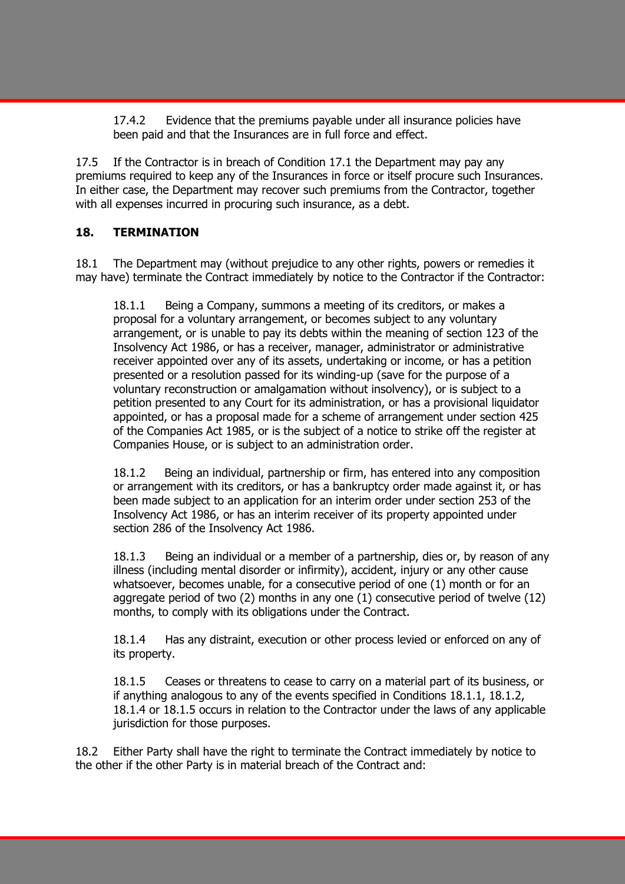17.4.2 Evidence that the premiums payable under all insurance policies have been paid and that the Insurances are in full force and effect.

17.5 If the Contractor is in breach of Condition 17.1 the Department may pay any premiums required to keep any of the Insurances in force or itself procure such Insurances. In either case, the Department may recover such premiums from the Contractor, together with all expenses incurred in procuring such insurance, as a debt.

## 18. TERMINATION

18.1 The Department may (without prejudice to any other rights, powers or remedies it may have) terminate the Contract immediately by notice to the Contractor if the Contractor:

18.1.1 Being a Company, summons a meeting of its creditors, or makes a proposal for a voluntary arrangement, or becomes subject to any voluntary arrangement, or is unable to pay its debts within the meaning of section 123 of the Insolvency Act 1986, or has a receiver, manager, administrator or administrative receiver appointed over any of its assets, undertaking or income, or has a petition presented or a resolution passed for its winding-up (save for the purpose of a voluntary reconstruction or amalgamation without insolvency), or is subject to a petition presented to any Court for its administration, or has a provisional liquidator appointed, or has a proposal made for a scheme of arrangement under section 425 of the Companies Act 1985, or is the subject of a notice to strike off the register at Companies House, or is subject to an administration order.

18.1.2 Being an individual, partnership or firm, has entered into any composition or arrangement with its creditors, or has a bankruptcy order made against it, or has been made subject to an application for an interim order under section 253 of the Insolvency Act 1986, or has an interim receiver of its property appointed under section 286 of the Insolvency Act 1986.

18.1.3 Being an individual or a member of a partnership, dies or, by reason of any illness (including mental disorder or infirmity), accident, injury or any other cause whatsoever, becomes unable, for a consecutive period of one (1) month or for an aggregate period of two (2) months in any one (1) consecutive period of twelve (12) months, to comply with its obligations under the Contract.

18.1.4 Has any distraint, execution or other process levied or enforced on any of its property.

18.1.5 Ceases or threatens to cease to carry on a material part of its business, or if anything analogous to any of the events specified in Conditions 18.1.1, 18.1.2, 18.1.4 or 18.1.5 occurs in relation to the Contractor under the laws of any applicable jurisdiction for those purposes.

18.2 Either Party shall have the right to terminate the Contract immediately by notice to the other if the other Party is in material breach of the Contract and: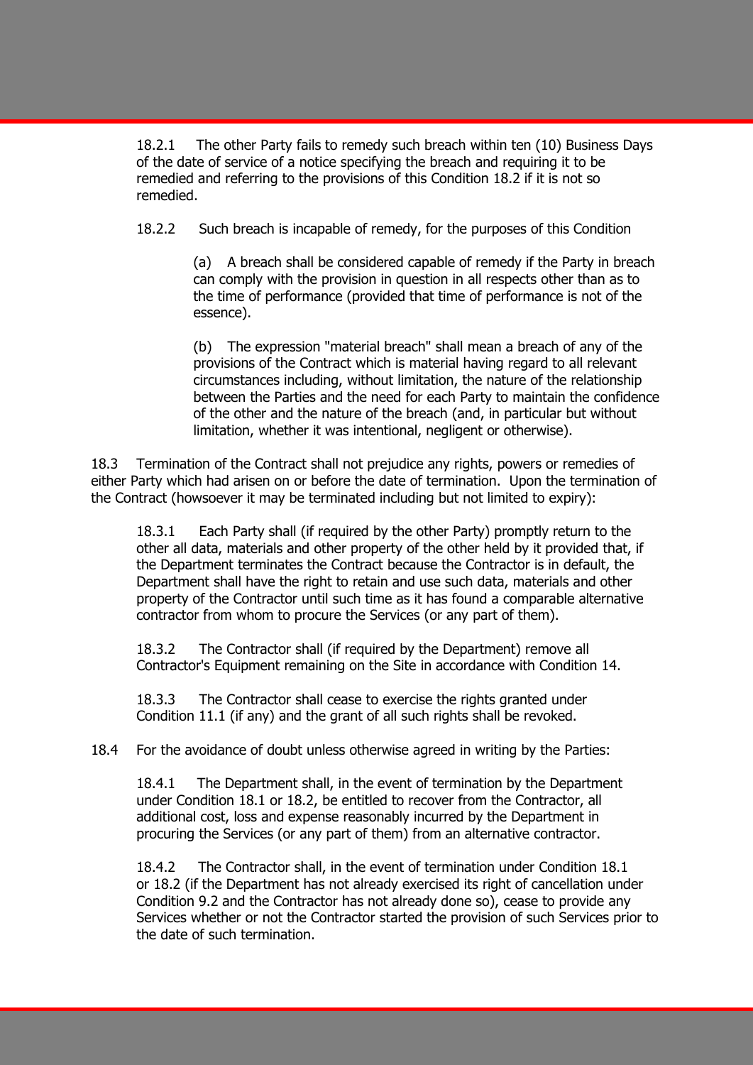18.2.1 The other Party fails to remedy such breach within ten (10) Business Days of the date of service of a notice specifying the breach and requiring it to be remedied and referring to the provisions of this Condition 18.2 if it is not so remedied.

18.2.2 Such breach is incapable of remedy, for the purposes of this Condition

(a) A breach shall be considered capable of remedy if the Party in breach can comply with the provision in question in all respects other than as to the time of performance (provided that time of performance is not of the essence).

(b) The expression "material breach" shall mean a breach of any of the provisions of the Contract which is material having regard to all relevant circumstances including, without limitation, the nature of the relationship between the Parties and the need for each Party to maintain the confidence of the other and the nature of the breach (and, in particular but without limitation, whether it was intentional, negligent or otherwise).

18.3 Termination of the Contract shall not prejudice any rights, powers or remedies of either Party which had arisen on or before the date of termination. Upon the termination of the Contract (howsoever it may be terminated including but not limited to expiry):

18.3.1 Each Party shall (if required by the other Party) promptly return to the other all data, materials and other property of the other held by it provided that, if the Department terminates the Contract because the Contractor is in default, the Department shall have the right to retain and use such data, materials and other property of the Contractor until such time as it has found a comparable alternative contractor from whom to procure the Services (or any part of them).

18.3.2 The Contractor shall (if required by the Department) remove all Contractor's Equipment remaining on the Site in accordance with Condition 14.

18.3.3 The Contractor shall cease to exercise the rights granted under Condition 11.1 (if any) and the grant of all such rights shall be revoked.

18.4 For the avoidance of doubt unless otherwise agreed in writing by the Parties:

18.4.1 The Department shall, in the event of termination by the Department under Condition 18.1 or 18.2, be entitled to recover from the Contractor, all additional cost, loss and expense reasonably incurred by the Department in procuring the Services (or any part of them) from an alternative contractor.

18.4.2 The Contractor shall, in the event of termination under Condition 18.1 or 18.2 (if the Department has not already exercised its right of cancellation under Condition 9.2 and the Contractor has not already done so), cease to provide any Services whether or not the Contractor started the provision of such Services prior to the date of such termination.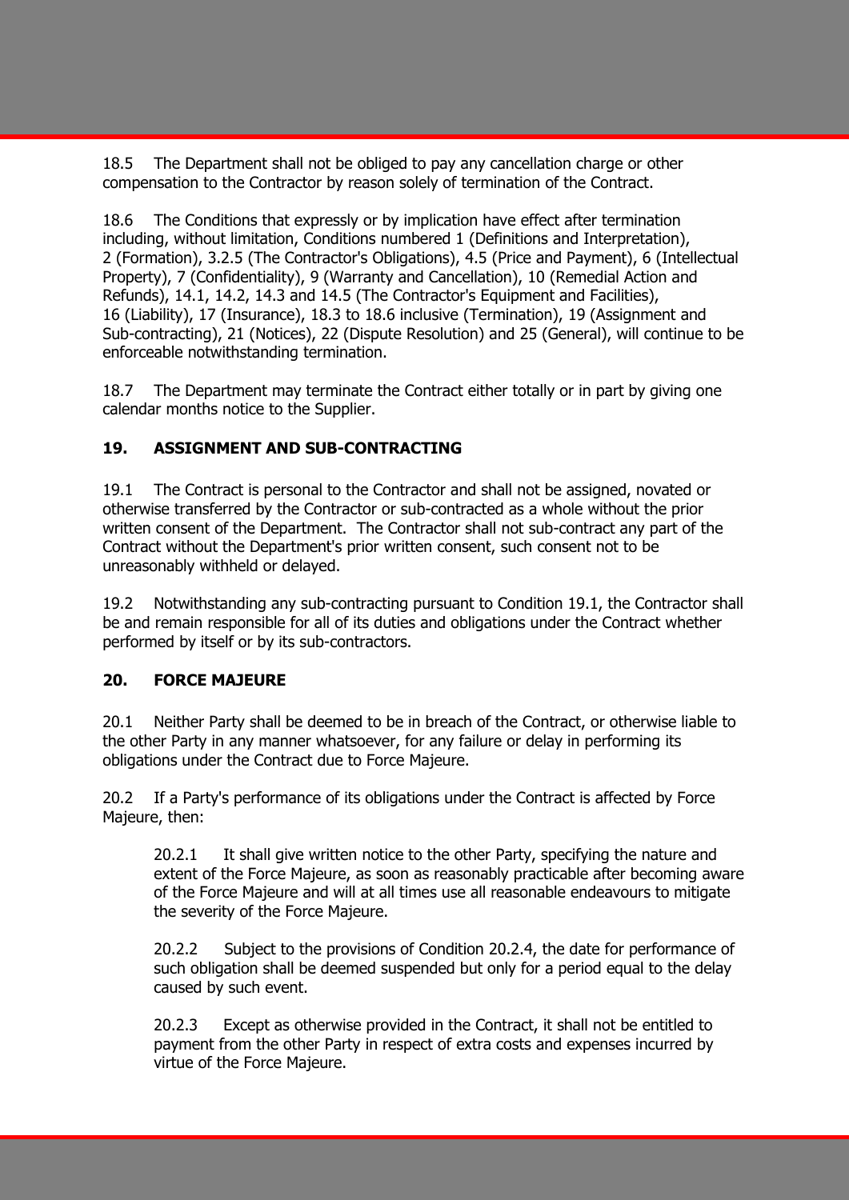18.5 The Department shall not be obliged to pay any cancellation charge or other compensation to the Contractor by reason solely of termination of the Contract.

18.6 The Conditions that expressly or by implication have effect after termination including, without limitation, Conditions numbered 1 (Definitions and Interpretation), 2 (Formation), 3.2.5 (The Contractor's Obligations), 4.5 (Price and Payment), 6 (Intellectual Property), 7 (Confidentiality), 9 (Warranty and Cancellation), 10 (Remedial Action and Refunds), 14.1, 14.2, 14.3 and 14.5 (The Contractor's Equipment and Facilities), 16 (Liability), 17 (Insurance), 18.3 to 18.6 inclusive (Termination), 19 (Assignment and Sub-contracting), 21 (Notices), 22 (Dispute Resolution) and 25 (General), will continue to be enforceable notwithstanding termination.

18.7 The Department may terminate the Contract either totally or in part by giving one calendar months notice to the Supplier.

## 19. ASSIGNMENT AND SUB-CONTRACTING

19.1 The Contract is personal to the Contractor and shall not be assigned, novated or otherwise transferred by the Contractor or sub-contracted as a whole without the prior written consent of the Department. The Contractor shall not sub-contract any part of the Contract without the Department's prior written consent, such consent not to be unreasonably withheld or delayed.

19.2 Notwithstanding any sub-contracting pursuant to Condition 19.1, the Contractor shall be and remain responsible for all of its duties and obligations under the Contract whether performed by itself or by its sub-contractors.

## 20. FORCE MAJEURE

20.1 Neither Party shall be deemed to be in breach of the Contract, or otherwise liable to the other Party in any manner whatsoever, for any failure or delay in performing its obligations under the Contract due to Force Majeure.

20.2 If a Party's performance of its obligations under the Contract is affected by Force Majeure, then:

> 20.2.1 It shall give written notice to the other Party, specifying the nature and extent of the Force Majeure, as soon as reasonably practicable after becoming aware of the Force Majeure and will at all times use all reasonable endeavours to mitigate the severity of the Force Majeure.
>
> 20.2.2 Subject to the provisions of Condition 20.2.4, the date for performance of such obligation shall be deemed suspended but only for a period equal to the delay caused by such event.
>
> 20.2.3 Except as otherwise provided in the Contract, it shall not be entitled to payment from the other Party in respect of extra costs and expenses incurred by virtue of the Force Majeure.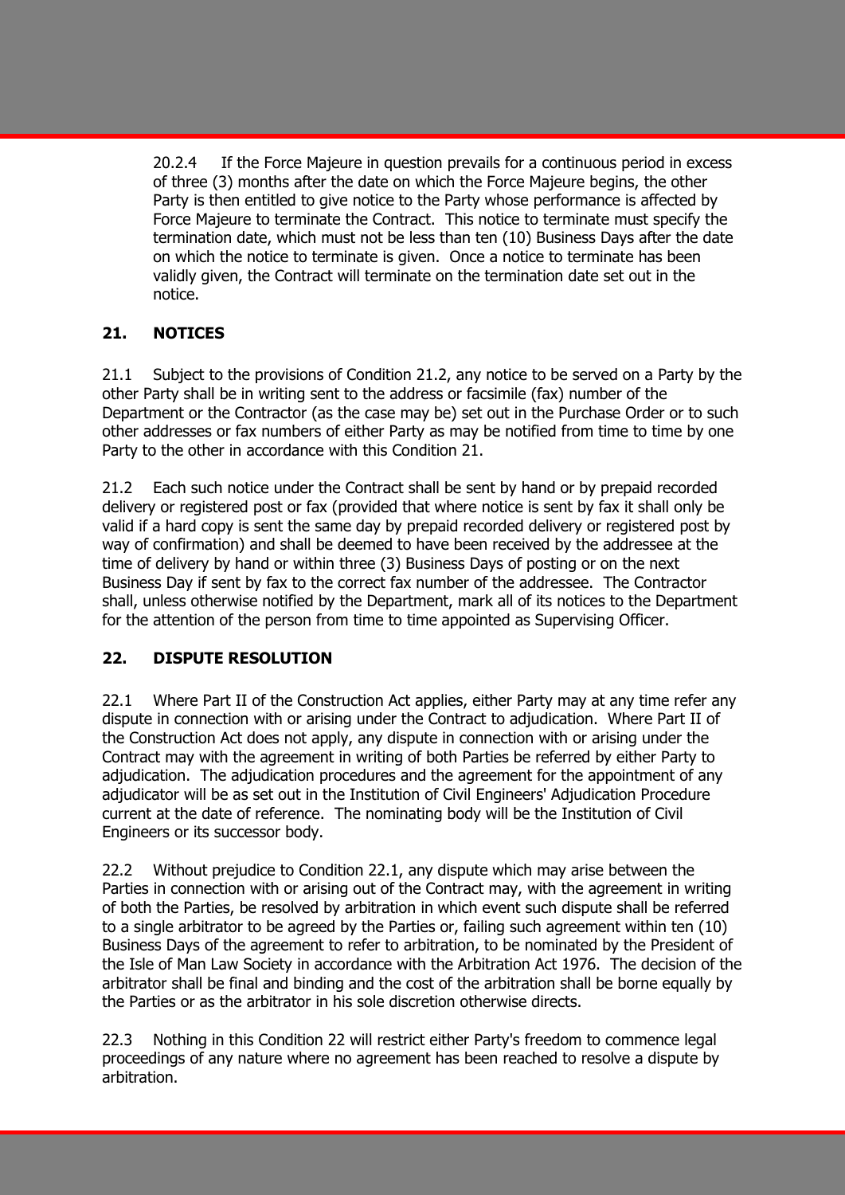20.2.4 If the Force Majeure in question prevails for a continuous period in excess of three (3) months after the date on which the Force Majeure begins, the other Party is then entitled to give notice to the Party whose performance is affected by Force Majeure to terminate the Contract. This notice to terminate must specify the termination date, which must not be less than ten (10) Business Days after the date on which the notice to terminate is given. Once a notice to terminate has been validly given, the Contract will terminate on the termination date set out in the notice.

## 21. NOTICES

21.1 Subject to the provisions of Condition 21.2, any notice to be served on a Party by the other Party shall be in writing sent to the address or facsimile (fax) number of the Department or the Contractor (as the case may be) set out in the Purchase Order or to such other addresses or fax numbers of either Party as may be notified from time to time by one Party to the other in accordance with this Condition 21.

21.2 Each such notice under the Contract shall be sent by hand or by prepaid recorded delivery or registered post or fax (provided that where notice is sent by fax it shall only be valid if a hard copy is sent the same day by prepaid recorded delivery or registered post by way of confirmation) and shall be deemed to have been received by the addressee at the time of delivery by hand or within three (3) Business Days of posting or on the next Business Day if sent by fax to the correct fax number of the addressee. The Contractor shall, unless otherwise notified by the Department, mark all of its notices to the Department for the attention of the person from time to time appointed as Supervising Officer.

## 22. DISPUTE RESOLUTION

22.1 Where Part II of the Construction Act applies, either Party may at any time refer any dispute in connection with or arising under the Contract to adjudication. Where Part II of the Construction Act does not apply, any dispute in connection with or arising under the Contract may with the agreement in writing of both Parties be referred by either Party to adjudication. The adjudication procedures and the agreement for the appointment of any adjudicator will be as set out in the Institution of Civil Engineers' Adjudication Procedure current at the date of reference. The nominating body will be the Institution of Civil Engineers or its successor body.

22.2 Without prejudice to Condition 22.1, any dispute which may arise between the Parties in connection with or arising out of the Contract may, with the agreement in writing of both the Parties, be resolved by arbitration in which event such dispute shall be referred to a single arbitrator to be agreed by the Parties or, failing such agreement within ten (10) Business Days of the agreement to refer to arbitration, to be nominated by the President of the Isle of Man Law Society in accordance with the Arbitration Act 1976. The decision of the arbitrator shall be final and binding and the cost of the arbitration shall be borne equally by the Parties or as the arbitrator in his sole discretion otherwise directs.

22.3 Nothing in this Condition 22 will restrict either Party's freedom to commence legal proceedings of any nature where no agreement has been reached to resolve a dispute by arbitration.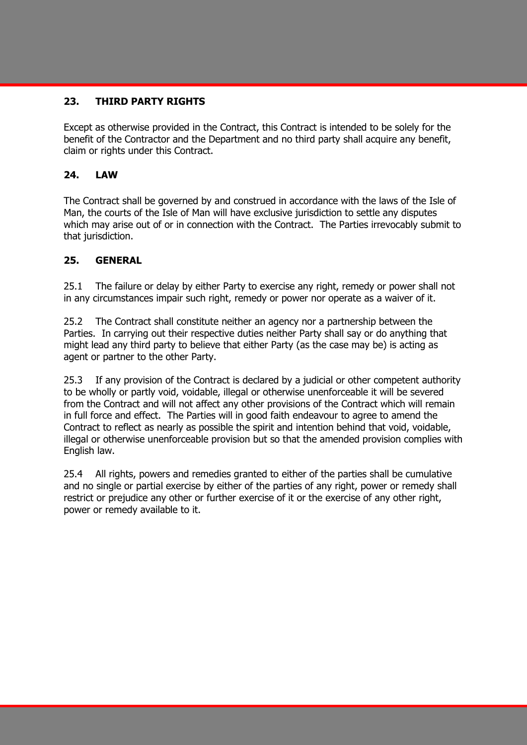## 23. THIRD PARTY RIGHTS

Except as otherwise provided in the Contract, this Contract is intended to be solely for the benefit of the Contractor and the Department and no third party shall acquire any benefit, claim or rights under this Contract.

## 24. LAW

The Contract shall be governed by and construed in accordance with the laws of the Isle of Man, the courts of the Isle of Man will have exclusive jurisdiction to settle any disputes which may arise out of or in connection with the Contract. The Parties irrevocably submit to that jurisdiction.

## 25. GENERAL

25.1 The failure or delay by either Party to exercise any right, remedy or power shall not in any circumstances impair such right, remedy or power nor operate as a waiver of it.

25.2 The Contract shall constitute neither an agency nor a partnership between the Parties. In carrying out their respective duties neither Party shall say or do anything that might lead any third party to believe that either Party (as the case may be) is acting as agent or partner to the other Party.

25.3 If any provision of the Contract is declared by a judicial or other competent authority to be wholly or partly void, voidable, illegal or otherwise unenforceable it will be severed from the Contract and will not affect any other provisions of the Contract which will remain in full force and effect. The Parties will in good faith endeavour to agree to amend the Contract to reflect as nearly as possible the spirit and intention behind that void, voidable, illegal or otherwise unenforceable provision but so that the amended provision complies with English law.

25.4 All rights, powers and remedies granted to either of the parties shall be cumulative and no single or partial exercise by either of the parties of any right, power or remedy shall restrict or prejudice any other or further exercise of it or the exercise of any other right, power or remedy available to it.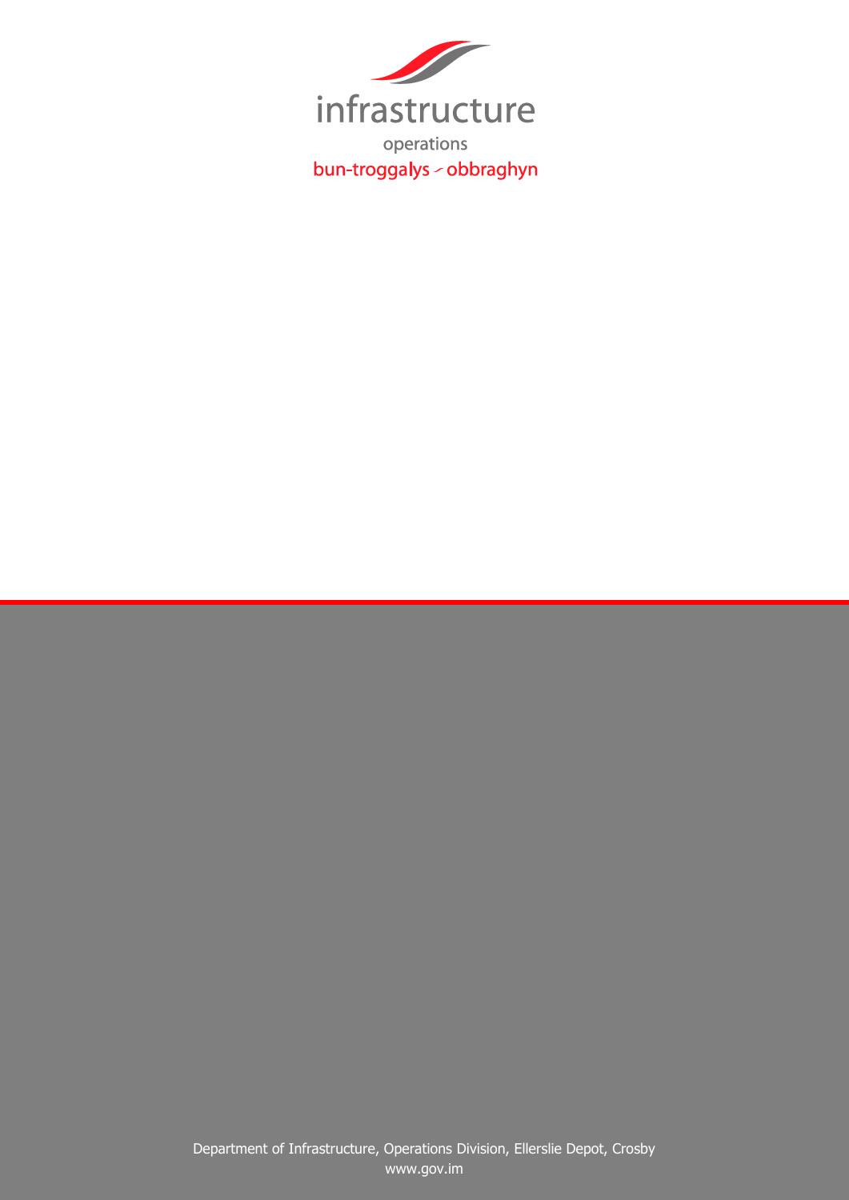infrastructure

operations

bun-troggalys - obbraghyn

Department of Infrastructure, Operations Division, Ellerslie Depot, Crosby

www.gov.im